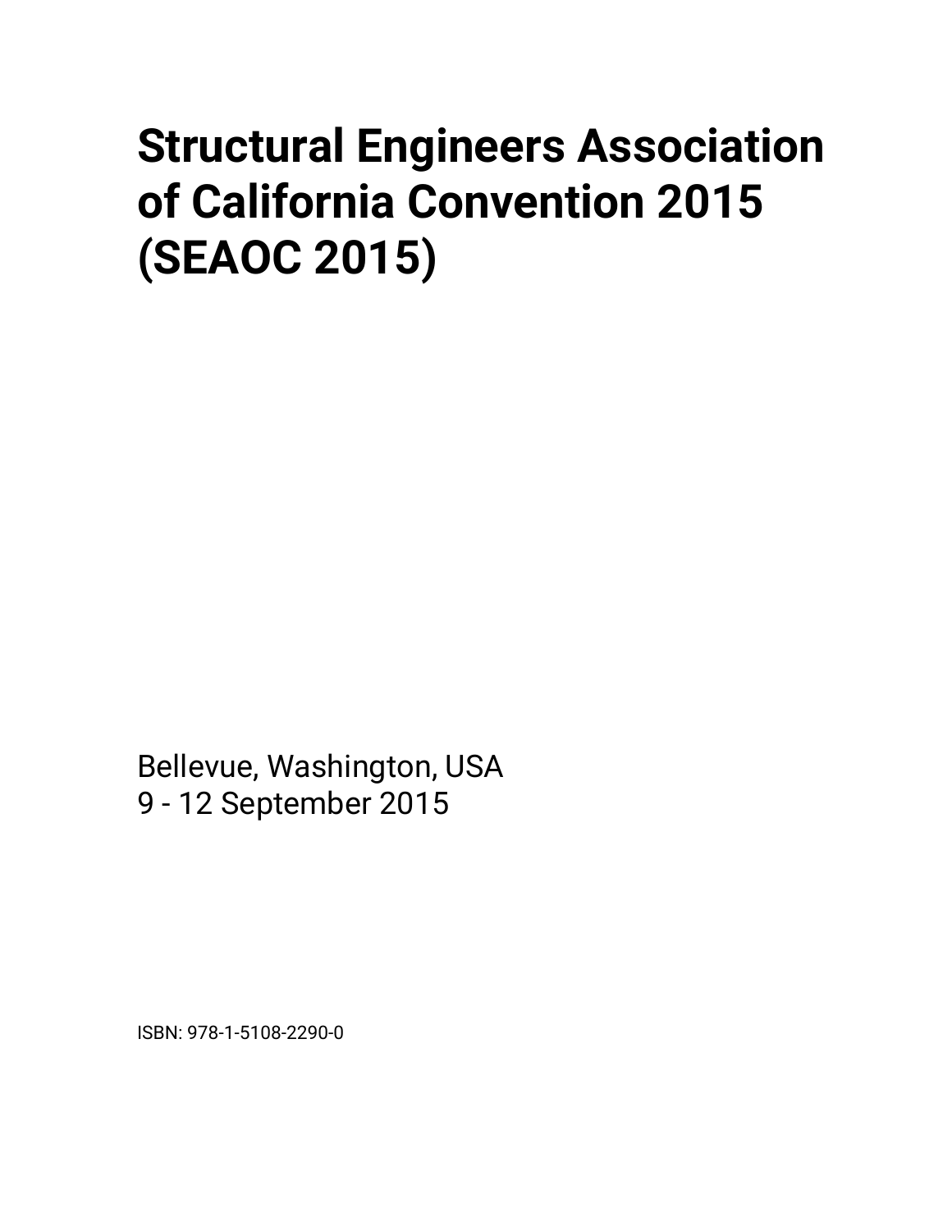# Structural Engineers Association of California Convention 2015 (SEAOC 2015)

Bellevue, Washington, USA
9 - 12 September 2015

ISBN: 978-1-5108-2290-0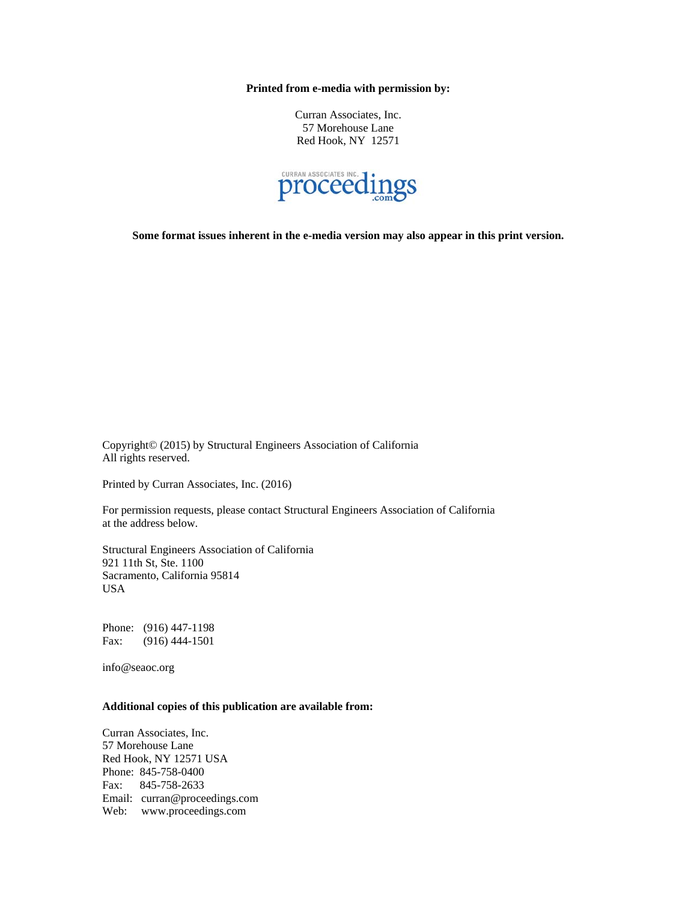**Printed from e-media with permission by:**

Curran Associates, Inc.
57 Morehouse Lane
Red Hook, NY 12571

CURRAN ASSOCIATES INC. proceedings .com

**Some format issues inherent in the e-media version may also appear in this print version.**

Copyright© (2015) by Structural Engineers Association of California
All rights reserved.

Printed by Curran Associates, Inc. (2016)

For permission requests, please contact Structural Engineers Association of California at the address below.

Structural Engineers Association of California
921 11th St, Ste. 1100
Sacramento, California 95814
USA

Phone: (916) 447-1198
Fax: (916) 444-1501

info@seaoc.org

**Additional copies of this publication are available from:**

Curran Associates, Inc.
57 Morehouse Lane
Red Hook, NY 12571 USA
Phone: 845-758-0400
Fax: 845-758-2633
Email: curran@proceedings.com
Web: www.proceedings.com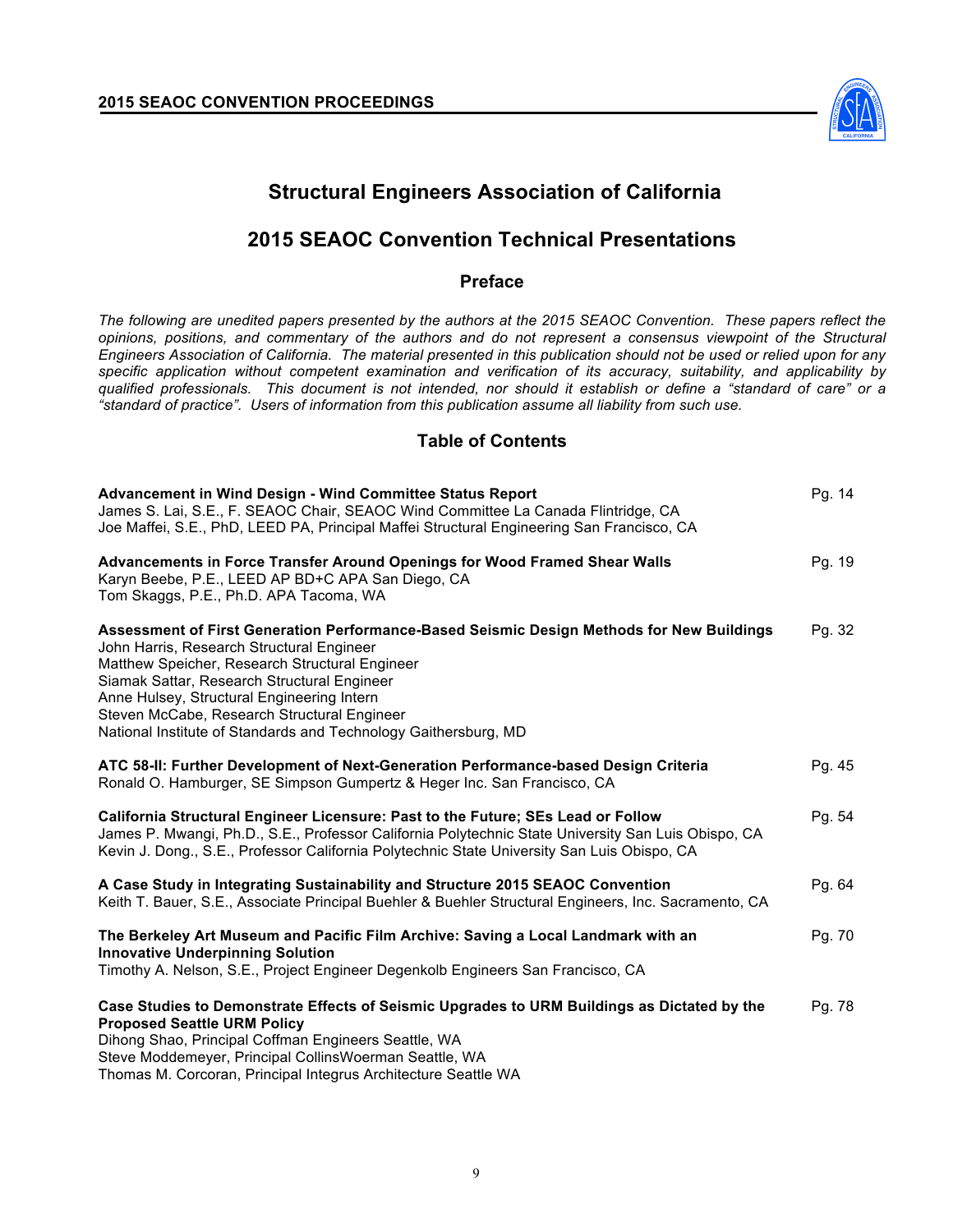# Structural Engineers Association of California

## 2015 SEAOC Convention Technical Presentations

### Preface

*The following are unedited papers presented by the authors at the 2015 SEAOC Convention. These papers reflect the opinions, positions, and commentary of the authors and do not represent a consensus viewpoint of the Structural Engineers Association of California. The material presented in this publication should not be used or relied upon for any specific application without competent examination and verification of its accuracy, suitability, and applicability by qualified professionals. This document is not intended, nor should it establish or define a "standard of care" or a "standard of practice". Users of information from this publication assume all liability from such use.*

### Table of Contents

**Advancement in Wind Design - Wind Committee Status Report** — Pg. 14
James S. Lai, S.E., F. SEAOC Chair, SEAOC Wind Committee La Canada Flintridge, CA
Joe Maffei, S.E., PhD, LEED PA, Principal Maffei Structural Engineering San Francisco, CA

**Advancements in Force Transfer Around Openings for Wood Framed Shear Walls** — Pg. 19
Karyn Beebe, P.E., LEED AP BD+C APA San Diego, CA
Tom Skaggs, P.E., Ph.D. APA Tacoma, WA

**Assessment of First Generation Performance-Based Seismic Design Methods for New Buildings** — Pg. 32
John Harris, Research Structural Engineer
Matthew Speicher, Research Structural Engineer
Siamak Sattar, Research Structural Engineer
Anne Hulsey, Structural Engineering Intern
Steven McCabe, Research Structural Engineer
National Institute of Standards and Technology Gaithersburg, MD

**ATC 58-II: Further Development of Next-Generation Performance-based Design Criteria** — Pg. 45
Ronald O. Hamburger, SE Simpson Gumpertz & Heger Inc. San Francisco, CA

**California Structural Engineer Licensure: Past to the Future; SEs Lead or Follow** — Pg. 54
James P. Mwangi, Ph.D., S.E., Professor California Polytechnic State University San Luis Obispo, CA
Kevin J. Dong., S.E., Professor California Polytechnic State University San Luis Obispo, CA

**A Case Study in Integrating Sustainability and Structure 2015 SEAOC Convention** — Pg. 64
Keith T. Bauer, S.E., Associate Principal Buehler & Buehler Structural Engineers, Inc. Sacramento, CA

**The Berkeley Art Museum and Pacific Film Archive: Saving a Local Landmark with an Innovative Underpinning Solution** — Pg. 70
Timothy A. Nelson, S.E., Project Engineer Degenkolb Engineers San Francisco, CA

**Case Studies to Demonstrate Effects of Seismic Upgrades to URM Buildings as Dictated by the Proposed Seattle URM Policy** — Pg. 78
Dihong Shao, Principal Coffman Engineers Seattle, WA
Steve Moddemeyer, Principal CollinsWoerman Seattle, WA
Thomas M. Corcoran, Principal Integrus Architecture Seattle WA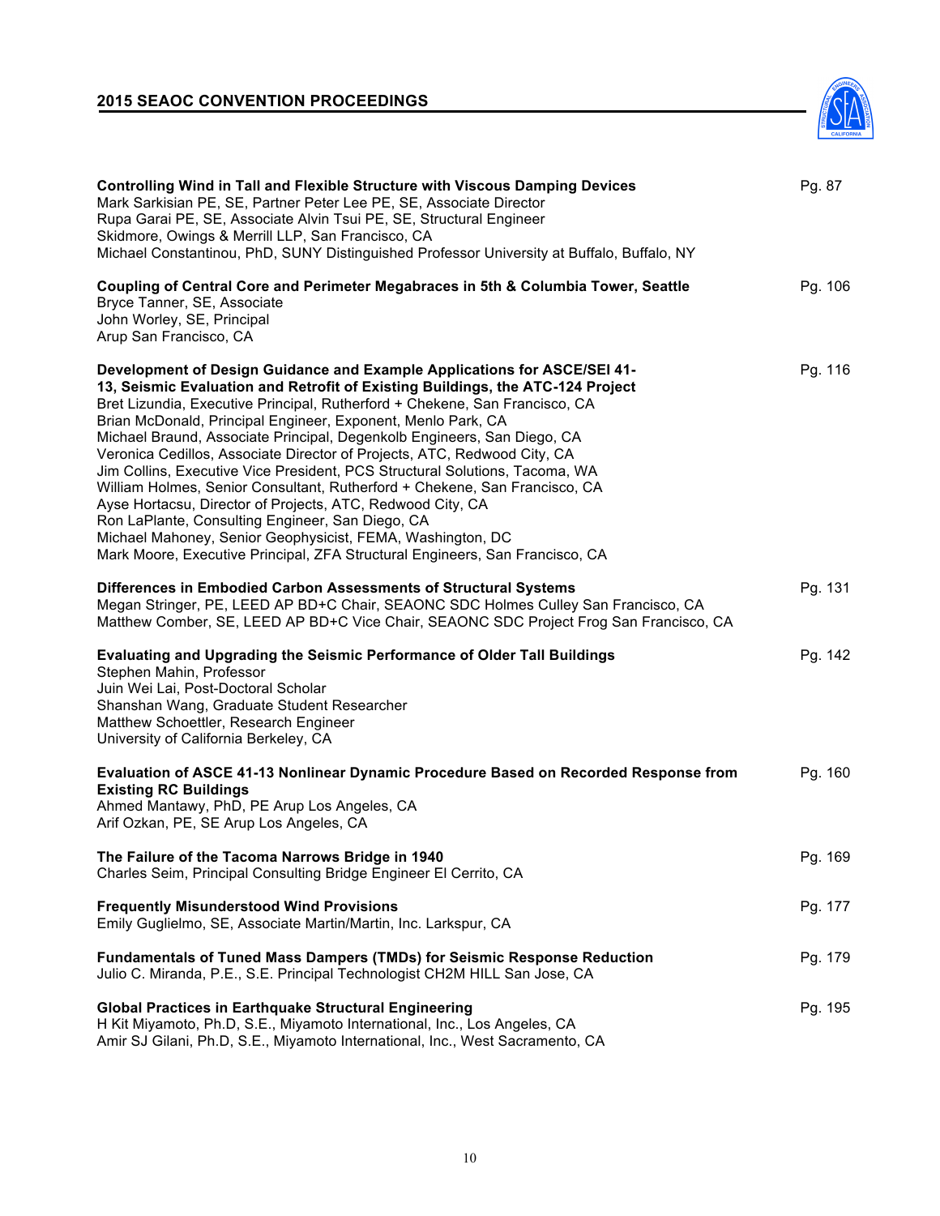**Controlling Wind in Tall and Flexible Structure with Viscous Damping Devices** — Pg. 87
Mark Sarkisian PE, SE, Partner Peter Lee PE, SE, Associate Director
Rupa Garai PE, SE, Associate Alvin Tsui PE, SE, Structural Engineer
Skidmore, Owings & Merrill LLP, San Francisco, CA
Michael Constantinou, PhD, SUNY Distinguished Professor University at Buffalo, Buffalo, NY

**Coupling of Central Core and Perimeter Megabraces in 5th & Columbia Tower, Seattle** — Pg. 106
Bryce Tanner, SE, Associate
John Worley, SE, Principal
Arup San Francisco, CA

**Development of Design Guidance and Example Applications for ASCE/SEI 41-13, Seismic Evaluation and Retrofit of Existing Buildings, the ATC-124 Project** — Pg. 116
Bret Lizundia, Executive Principal, Rutherford + Chekene, San Francisco, CA
Brian McDonald, Principal Engineer, Exponent, Menlo Park, CA
Michael Braund, Associate Principal, Degenkolb Engineers, San Diego, CA
Veronica Cedillos, Associate Director of Projects, ATC, Redwood City, CA
Jim Collins, Executive Vice President, PCS Structural Solutions, Tacoma, WA
William Holmes, Senior Consultant, Rutherford + Chekene, San Francisco, CA
Ayse Hortacsu, Director of Projects, ATC, Redwood City, CA
Ron LaPlante, Consulting Engineer, San Diego, CA
Michael Mahoney, Senior Geophysicist, FEMA, Washington, DC
Mark Moore, Executive Principal, ZFA Structural Engineers, San Francisco, CA

**Differences in Embodied Carbon Assessments of Structural Systems** — Pg. 131
Megan Stringer, PE, LEED AP BD+C Chair, SEAONC SDC Holmes Culley San Francisco, CA
Matthew Comber, SE, LEED AP BD+C Vice Chair, SEAONC SDC Project Frog San Francisco, CA

**Evaluating and Upgrading the Seismic Performance of Older Tall Buildings** — Pg. 142
Stephen Mahin, Professor
Juin Wei Lai, Post-Doctoral Scholar
Shanshan Wang, Graduate Student Researcher
Matthew Schoettler, Research Engineer
University of California Berkeley, CA

**Evaluation of ASCE 41-13 Nonlinear Dynamic Procedure Based on Recorded Response from Existing RC Buildings** — Pg. 160
Ahmed Mantawy, PhD, PE Arup Los Angeles, CA
Arif Ozkan, PE, SE Arup Los Angeles, CA

**The Failure of the Tacoma Narrows Bridge in 1940** — Pg. 169
Charles Seim, Principal Consulting Bridge Engineer El Cerrito, CA

**Frequently Misunderstood Wind Provisions** — Pg. 177
Emily Guglielmo, SE, Associate Martin/Martin, Inc. Larkspur, CA

**Fundamentals of Tuned Mass Dampers (TMDs) for Seismic Response Reduction** — Pg. 179
Julio C. Miranda, P.E., S.E. Principal Technologist CH2M HILL San Jose, CA

**Global Practices in Earthquake Structural Engineering** — Pg. 195
H Kit Miyamoto, Ph.D, S.E., Miyamoto International, Inc., Los Angeles, CA
Amir SJ Gilani, Ph.D, S.E., Miyamoto International, Inc., West Sacramento, CA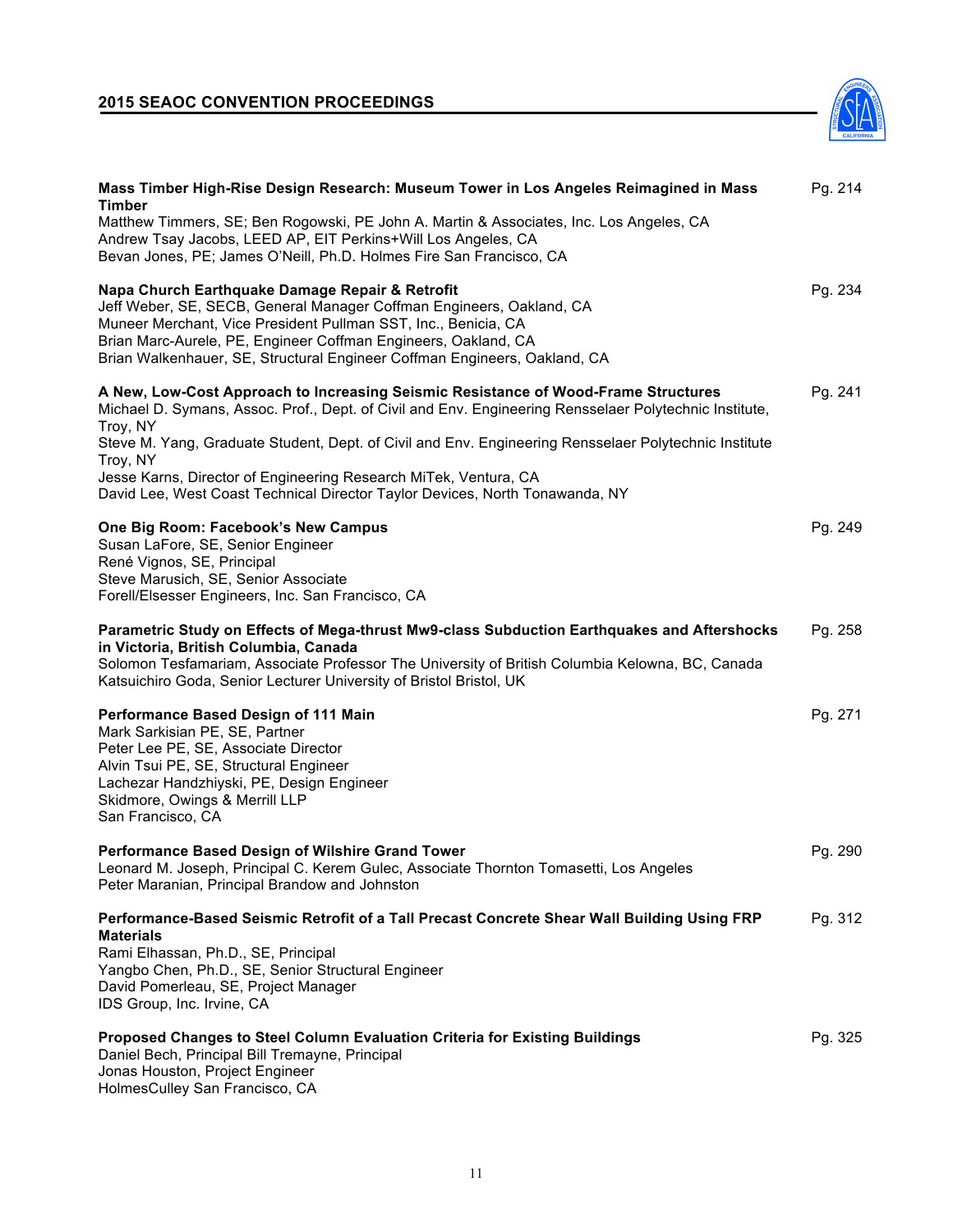**Mass Timber High-Rise Design Research: Museum Tower in Los Angeles Reimagined in Mass Timber** — Pg. 214
Matthew Timmers, SE; Ben Rogowski, PE John A. Martin & Associates, Inc. Los Angeles, CA
Andrew Tsay Jacobs, LEED AP, EIT Perkins+Will Los Angeles, CA
Bevan Jones, PE; James O'Neill, Ph.D. Holmes Fire San Francisco, CA

**Napa Church Earthquake Damage Repair & Retrofit** — Pg. 234
Jeff Weber, SE, SECB, General Manager Coffman Engineers, Oakland, CA
Muneer Merchant, Vice President Pullman SST, Inc., Benicia, CA
Brian Marc-Aurele, PE, Engineer Coffman Engineers, Oakland, CA
Brian Walkenhauer, SE, Structural Engineer Coffman Engineers, Oakland, CA

**A New, Low-Cost Approach to Increasing Seismic Resistance of Wood-Frame Structures** — Pg. 241
Michael D. Symans, Assoc. Prof., Dept. of Civil and Env. Engineering Rensselaer Polytechnic Institute, Troy, NY
Steve M. Yang, Graduate Student, Dept. of Civil and Env. Engineering Rensselaer Polytechnic Institute Troy, NY
Jesse Karns, Director of Engineering Research MiTek, Ventura, CA
David Lee, West Coast Technical Director Taylor Devices, North Tonawanda, NY

**One Big Room: Facebook's New Campus** — Pg. 249
Susan LaFore, SE, Senior Engineer
René Vignos, SE, Principal
Steve Marusich, SE, Senior Associate
Forell/Elsesser Engineers, Inc. San Francisco, CA

**Parametric Study on Effects of Mega-thrust Mw9-class Subduction Earthquakes and Aftershocks in Victoria, British Columbia, Canada** — Pg. 258
Solomon Tesfamariam, Associate Professor The University of British Columbia Kelowna, BC, Canada
Katsuichiro Goda, Senior Lecturer University of Bristol Bristol, UK

**Performance Based Design of 111 Main** — Pg. 271
Mark Sarkisian PE, SE, Partner
Peter Lee PE, SE, Associate Director
Alvin Tsui PE, SE, Structural Engineer
Lachezar Handzhiyski, PE, Design Engineer
Skidmore, Owings & Merrill LLP
San Francisco, CA

**Performance Based Design of Wilshire Grand Tower** — Pg. 290
Leonard M. Joseph, Principal C. Kerem Gulec, Associate Thornton Tomasetti, Los Angeles
Peter Maranian, Principal Brandow and Johnston

**Performance-Based Seismic Retrofit of a Tall Precast Concrete Shear Wall Building Using FRP Materials** — Pg. 312
Rami Elhassan, Ph.D., SE, Principal
Yangbo Chen, Ph.D., SE, Senior Structural Engineer
David Pomerleau, SE, Project Manager
IDS Group, Inc. Irvine, CA

**Proposed Changes to Steel Column Evaluation Criteria for Existing Buildings** — Pg. 325
Daniel Bech, Principal Bill Tremayne, Principal
Jonas Houston, Project Engineer
HolmesCulley San Francisco, CA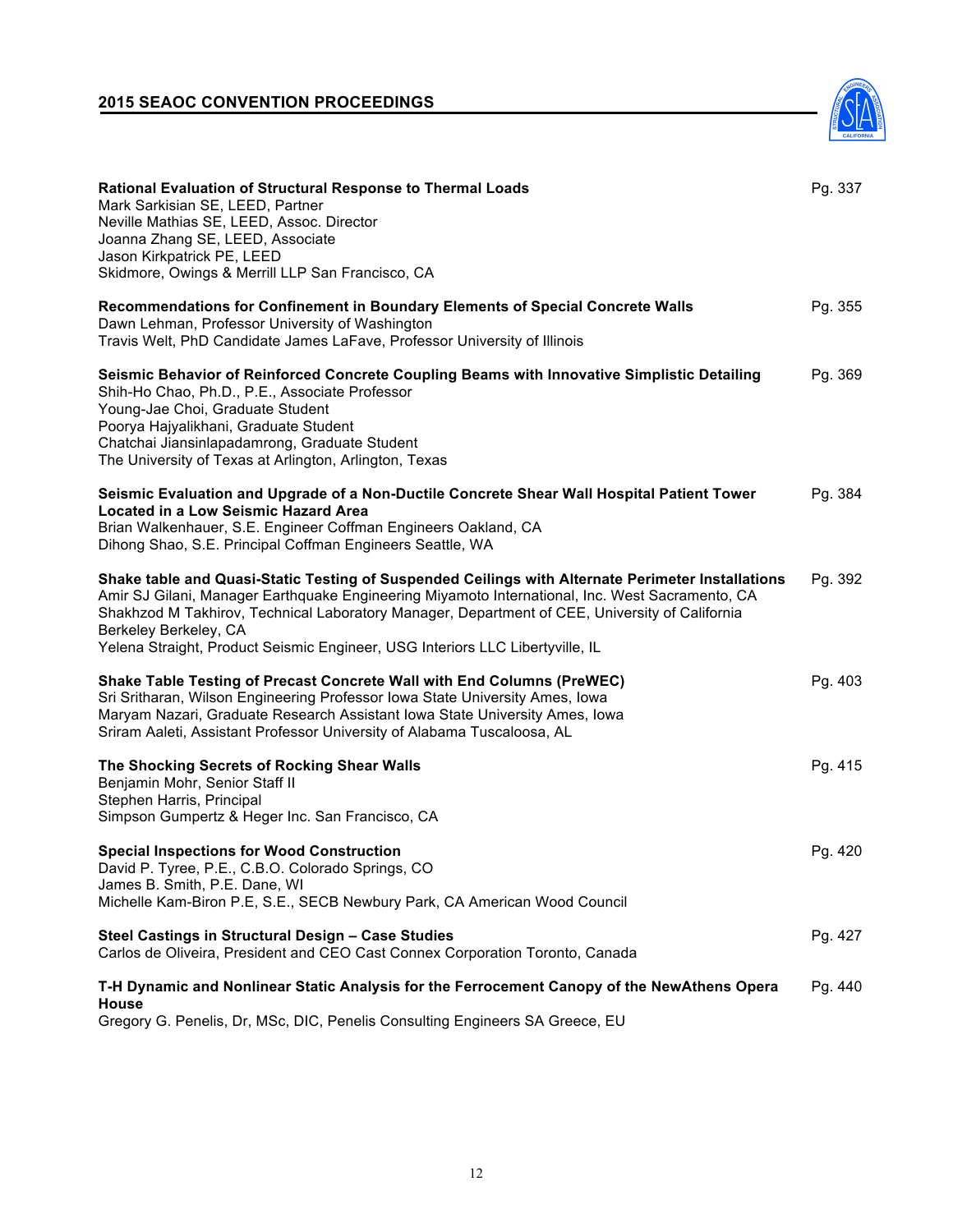**Rational Evaluation of Structural Response to Thermal Loads** — Pg. 337
Mark Sarkisian SE, LEED, Partner
Neville Mathias SE, LEED, Assoc. Director
Joanna Zhang SE, LEED, Associate
Jason Kirkpatrick PE, LEED
Skidmore, Owings & Merrill LLP San Francisco, CA

**Recommendations for Confinement in Boundary Elements of Special Concrete Walls** — Pg. 355
Dawn Lehman, Professor University of Washington
Travis Welt, PhD Candidate James LaFave, Professor University of Illinois

**Seismic Behavior of Reinforced Concrete Coupling Beams with Innovative Simplistic Detailing** — Pg. 369
Shih-Ho Chao, Ph.D., P.E., Associate Professor
Young-Jae Choi, Graduate Student
Poorya Hajyalikhani, Graduate Student
Chatchai Jiansinlapadamrong, Graduate Student
The University of Texas at Arlington, Arlington, Texas

**Seismic Evaluation and Upgrade of a Non-Ductile Concrete Shear Wall Hospital Patient Tower Located in a Low Seismic Hazard Area** — Pg. 384
Brian Walkenhauer, S.E. Engineer Coffman Engineers Oakland, CA
Dihong Shao, S.E. Principal Coffman Engineers Seattle, WA

**Shake table and Quasi-Static Testing of Suspended Ceilings with Alternate Perimeter Installations** — Pg. 392
Amir SJ Gilani, Manager Earthquake Engineering Miyamoto International, Inc. West Sacramento, CA
Shakhzod M Takhirov, Technical Laboratory Manager, Department of CEE, University of California Berkeley Berkeley, CA
Yelena Straight, Product Seismic Engineer, USG Interiors LLC Libertyville, IL

**Shake Table Testing of Precast Concrete Wall with End Columns (PreWEC)** — Pg. 403
Sri Sritharan, Wilson Engineering Professor Iowa State University Ames, Iowa
Maryam Nazari, Graduate Research Assistant Iowa State University Ames, Iowa
Sriram Aaleti, Assistant Professor University of Alabama Tuscaloosa, AL

**The Shocking Secrets of Rocking Shear Walls** — Pg. 415
Benjamin Mohr, Senior Staff II
Stephen Harris, Principal
Simpson Gumpertz & Heger Inc. San Francisco, CA

**Special Inspections for Wood Construction** — Pg. 420
David P. Tyree, P.E., C.B.O. Colorado Springs, CO
James B. Smith, P.E. Dane, WI
Michelle Kam-Biron P.E, S.E., SECB Newbury Park, CA American Wood Council

**Steel Castings in Structural Design – Case Studies** — Pg. 427
Carlos de Oliveira, President and CEO Cast Connex Corporation Toronto, Canada

**T-H Dynamic and Nonlinear Static Analysis for the Ferrocement Canopy of the NewAthens Opera House** — Pg. 440
Gregory G. Penelis, Dr, MSc, DIC, Penelis Consulting Engineers SA Greece, EU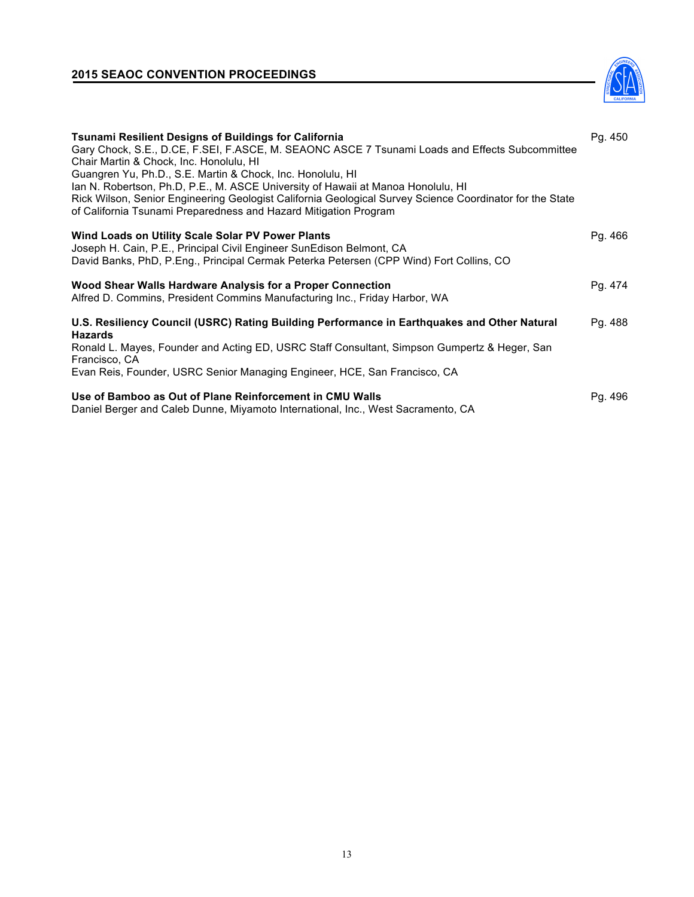**Tsunami Resilient Designs of Buildings for California** Pg. 450
Gary Chock, S.E., D.CE, F.SEI, F.ASCE, M. SEAONC ASCE 7 Tsunami Loads and Effects Subcommittee Chair Martin & Chock, Inc. Honolulu, HI
Guangren Yu, Ph.D., S.E. Martin & Chock, Inc. Honolulu, HI
Ian N. Robertson, Ph.D, P.E., M. ASCE University of Hawaii at Manoa Honolulu, HI
Rick Wilson, Senior Engineering Geologist California Geological Survey Science Coordinator for the State of California Tsunami Preparedness and Hazard Mitigation Program

**Wind Loads on Utility Scale Solar PV Power Plants** Pg. 466
Joseph H. Cain, P.E., Principal Civil Engineer SunEdison Belmont, CA
David Banks, PhD, P.Eng., Principal Cermak Peterka Petersen (CPP Wind) Fort Collins, CO

**Wood Shear Walls Hardware Analysis for a Proper Connection** Pg. 474
Alfred D. Commins, President Commins Manufacturing Inc., Friday Harbor, WA

**U.S. Resiliency Council (USRC) Rating Building Performance in Earthquakes and Other Natural Hazards** Pg. 488
Ronald L. Mayes, Founder and Acting ED, USRC Staff Consultant, Simpson Gumpertz & Heger, San Francisco, CA
Evan Reis, Founder, USRC Senior Managing Engineer, HCE, San Francisco, CA

**Use of Bamboo as Out of Plane Reinforcement in CMU Walls** Pg. 496
Daniel Berger and Caleb Dunne, Miyamoto International, Inc., West Sacramento, CA